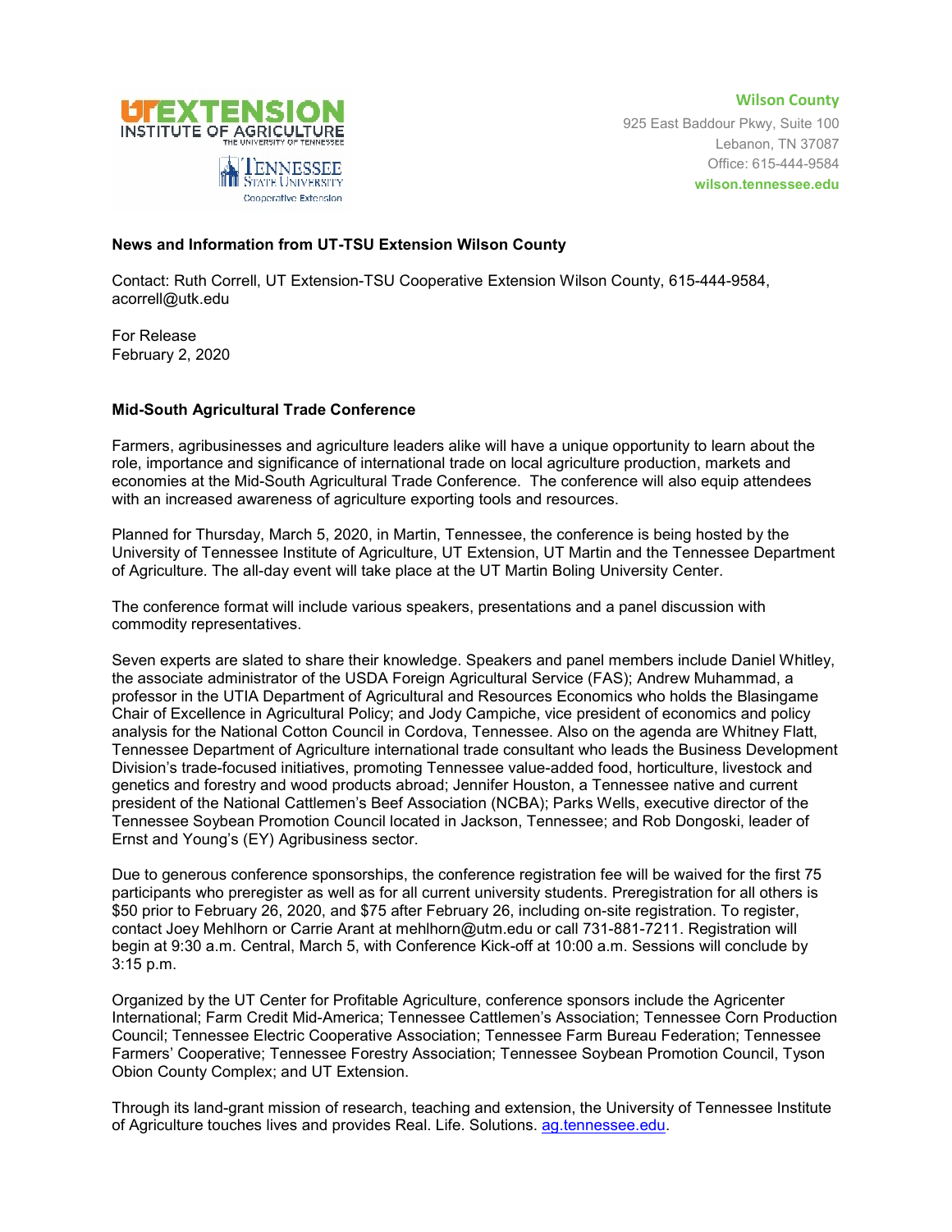UT EXTENSION
INSTITUTE OF AGRICULTURE
THE UNIVERSITY OF TENNESSEE

TENNESSEE STATE UNIVERSITY
Cooperative Extension

**Wilson County**
925 East Baddour Pkwy, Suite 100
Lebanon, TN 37087
Office: 615-444-9584
**wilson.tennessee.edu**

**News and Information from UT-TSU Extension Wilson County**

Contact: Ruth Correll, UT Extension-TSU Cooperative Extension Wilson County, 615-444-9584, acorrell@utk.edu

For Release
February 2, 2020

**Mid-South Agricultural Trade Conference**

Farmers, agribusinesses and agriculture leaders alike will have a unique opportunity to learn about the role, importance and significance of international trade on local agriculture production, markets and economies at the Mid-South Agricultural Trade Conference. The conference will also equip attendees with an increased awareness of agriculture exporting tools and resources.

Planned for Thursday, March 5, 2020, in Martin, Tennessee, the conference is being hosted by the University of Tennessee Institute of Agriculture, UT Extension, UT Martin and the Tennessee Department of Agriculture. The all-day event will take place at the UT Martin Boling University Center.

The conference format will include various speakers, presentations and a panel discussion with commodity representatives.

Seven experts are slated to share their knowledge. Speakers and panel members include Daniel Whitley, the associate administrator of the USDA Foreign Agricultural Service (FAS); Andrew Muhammad, a professor in the UTIA Department of Agricultural and Resources Economics who holds the Blasingame Chair of Excellence in Agricultural Policy; and Jody Campiche, vice president of economics and policy analysis for the National Cotton Council in Cordova, Tennessee. Also on the agenda are Whitney Flatt, Tennessee Department of Agriculture international trade consultant who leads the Business Development Division's trade-focused initiatives, promoting Tennessee value-added food, horticulture, livestock and genetics and forestry and wood products abroad; Jennifer Houston, a Tennessee native and current president of the National Cattlemen's Beef Association (NCBA); Parks Wells, executive director of the Tennessee Soybean Promotion Council located in Jackson, Tennessee; and Rob Dongoski, leader of Ernst and Young's (EY) Agribusiness sector.

Due to generous conference sponsorships, the conference registration fee will be waived for the first 75 participants who preregister as well as for all current university students. Preregistration for all others is \$50 prior to February 26, 2020, and \$75 after February 26, including on-site registration. To register, contact Joey Mehlhorn or Carrie Arant at mehlhorn@utm.edu or call 731-881-7211. Registration will begin at 9:30 a.m. Central, March 5, with Conference Kick-off at 10:00 a.m. Sessions will conclude by 3:15 p.m.

Organized by the UT Center for Profitable Agriculture, conference sponsors include the Agricenter International; Farm Credit Mid-America; Tennessee Cattlemen's Association; Tennessee Corn Production Council; Tennessee Electric Cooperative Association; Tennessee Farm Bureau Federation; Tennessee Farmers' Cooperative; Tennessee Forestry Association; Tennessee Soybean Promotion Council, Tyson Obion County Complex; and UT Extension.

Through its land-grant mission of research, teaching and extension, the University of Tennessee Institute of Agriculture touches lives and provides Real. Life. Solutions. [ag.tennessee.edu](ag.tennessee.edu).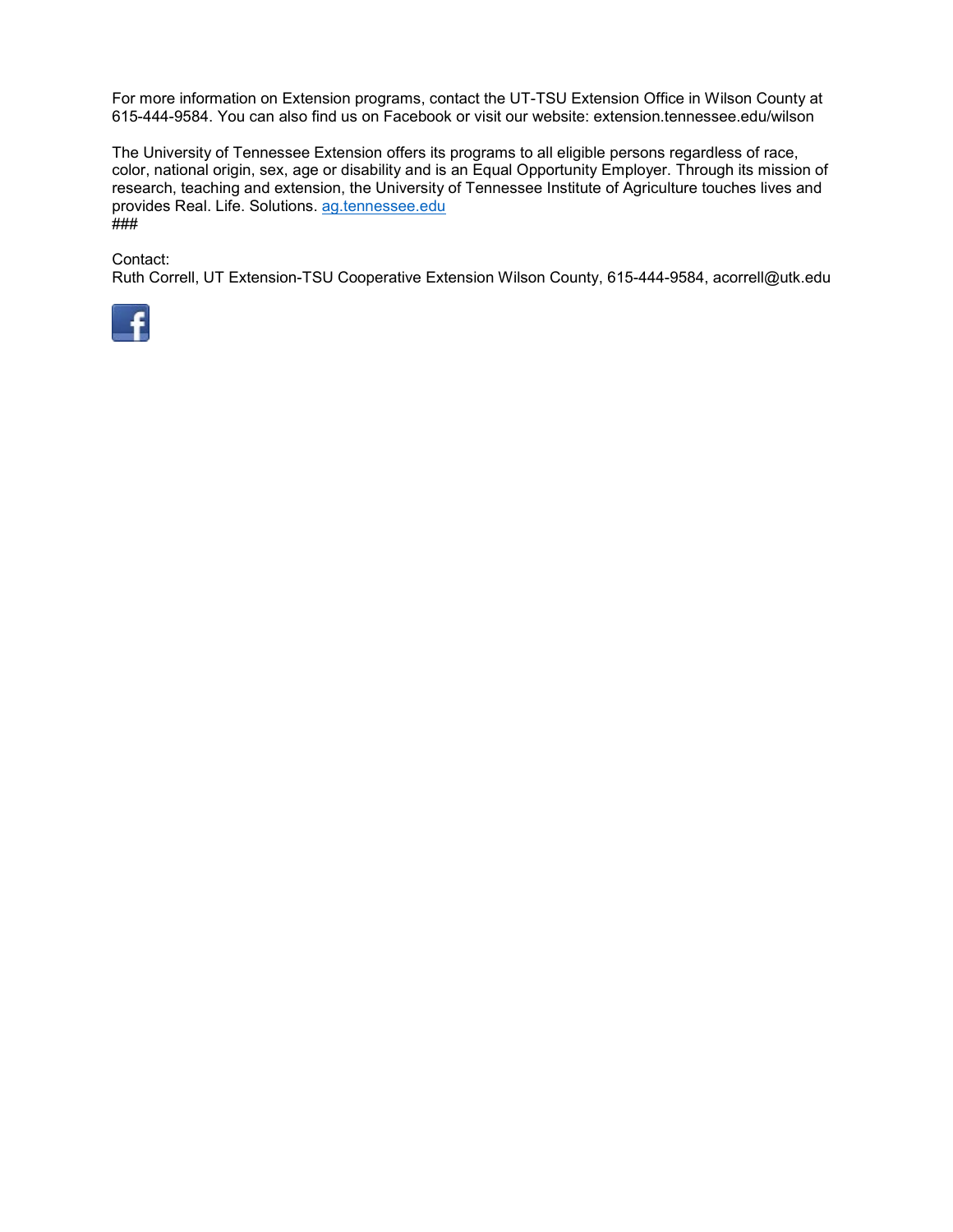For more information on Extension programs, contact the UT-TSU Extension Office in Wilson County at 615-444-9584. You can also find us on Facebook or visit our website: extension.tennessee.edu/wilson

The University of Tennessee Extension offers its programs to all eligible persons regardless of race, color, national origin, sex, age or disability and is an Equal Opportunity Employer. Through its mission of research, teaching and extension, the University of Tennessee Institute of Agriculture touches lives and provides Real. Life. Solutions. ag.tennessee.edu
###

Contact:
Ruth Correll, UT Extension-TSU Cooperative Extension Wilson County, 615-444-9584, acorrell@utk.edu